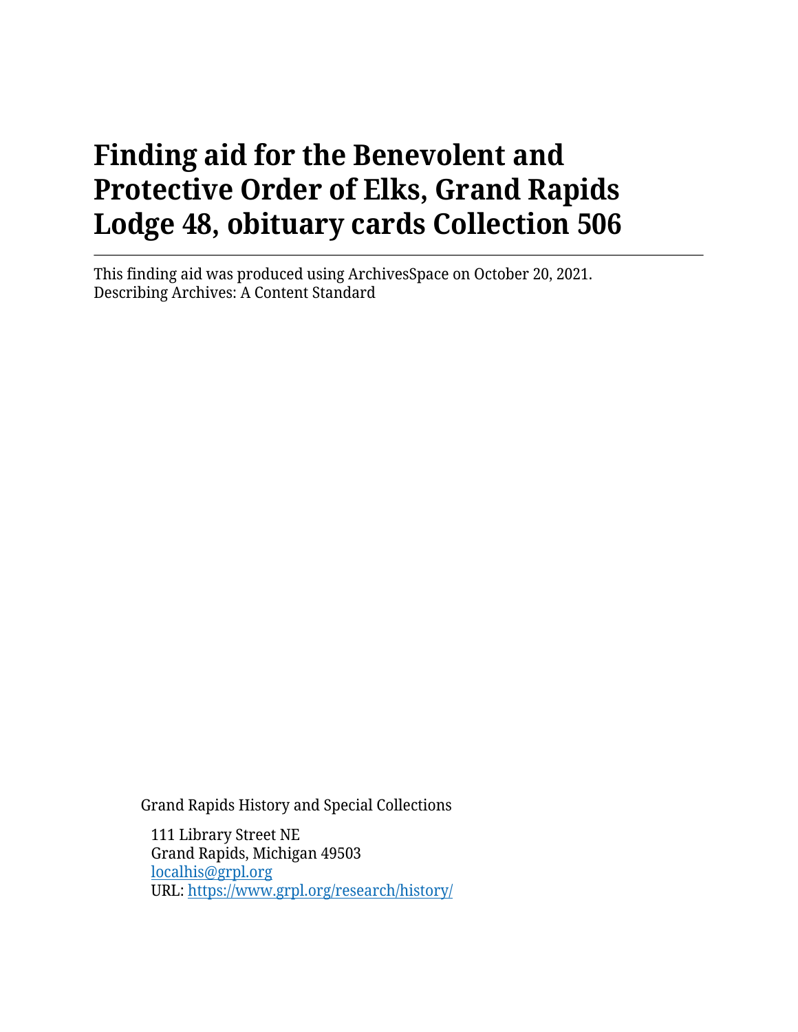# Finding aid for the Benevolent and Protective Order of Elks, Grand Rapids Lodge 48, obituary cards Collection 506

This finding aid was produced using ArchivesSpace on October 20, 2021.
Describing Archives: A Content Standard

Grand Rapids History and Special Collections

111 Library Street NE
Grand Rapids, Michigan 49503
localhis@grpl.org
URL: https://www.grpl.org/research/history/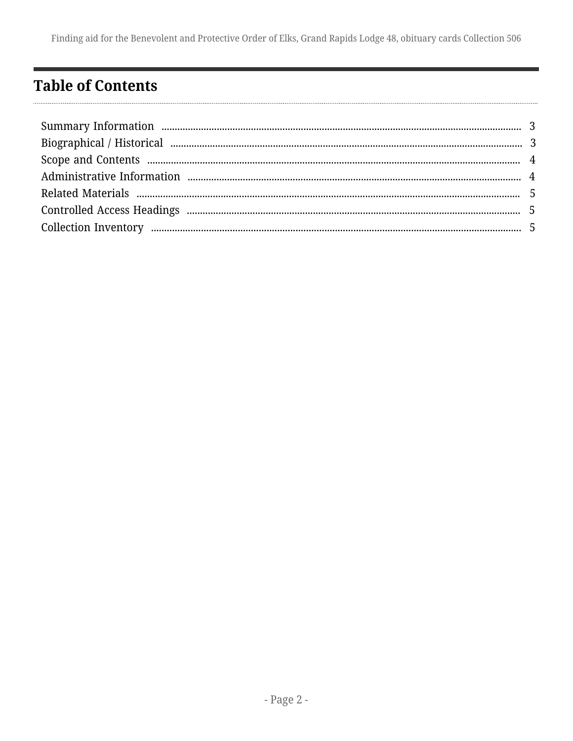# Table of Contents

- Summary Information ........ 3
- Biographical / Historical ........ 3
- Scope and Contents ........ 4
- Administrative Information ........ 4
- Related Materials ........ 5
- Controlled Access Headings ........ 5
- Collection Inventory ........ 5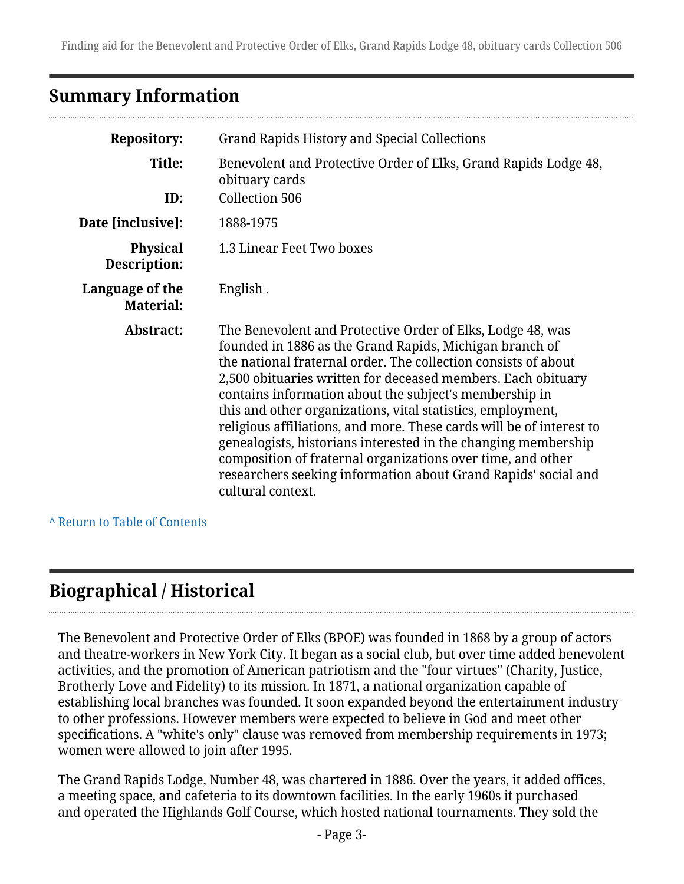## Summary Information

| | |
|---|---|
| **Repository:** | Grand Rapids History and Special Collections |
| **Title:** | Benevolent and Protective Order of Elks, Grand Rapids Lodge 48, obituary cards |
| **ID:** | Collection 506 |
| **Date [inclusive]:** | 1888-1975 |
| **Physical Description:** | 1.3 Linear Feet Two boxes |
| **Language of the Material:** | English . |
| **Abstract:** | The Benevolent and Protective Order of Elks, Lodge 48, was founded in 1886 as the Grand Rapids, Michigan branch of the national fraternal order. The collection consists of about 2,500 obituaries written for deceased members. Each obituary contains information about the subject's membership in this and other organizations, vital statistics, employment, religious affiliations, and more. These cards will be of interest to genealogists, historians interested in the changing membership composition of fraternal organizations over time, and other researchers seeking information about Grand Rapids' social and cultural context. |

^ Return to Table of Contents

## Biographical / Historical

The Benevolent and Protective Order of Elks (BPOE) was founded in 1868 by a group of actors and theatre-workers in New York City. It began as a social club, but over time added benevolent activities, and the promotion of American patriotism and the "four virtues" (Charity, Justice, Brotherly Love and Fidelity) to its mission. In 1871, a national organization capable of establishing local branches was founded. It soon expanded beyond the entertainment industry to other professions. However members were expected to believe in God and meet other specifications. A "white's only" clause was removed from membership requirements in 1973; women were allowed to join after 1995.

The Grand Rapids Lodge, Number 48, was chartered in 1886. Over the years, it added offices, a meeting space, and cafeteria to its downtown facilities. In the early 1960s it purchased and operated the Highlands Golf Course, which hosted national tournaments. They sold the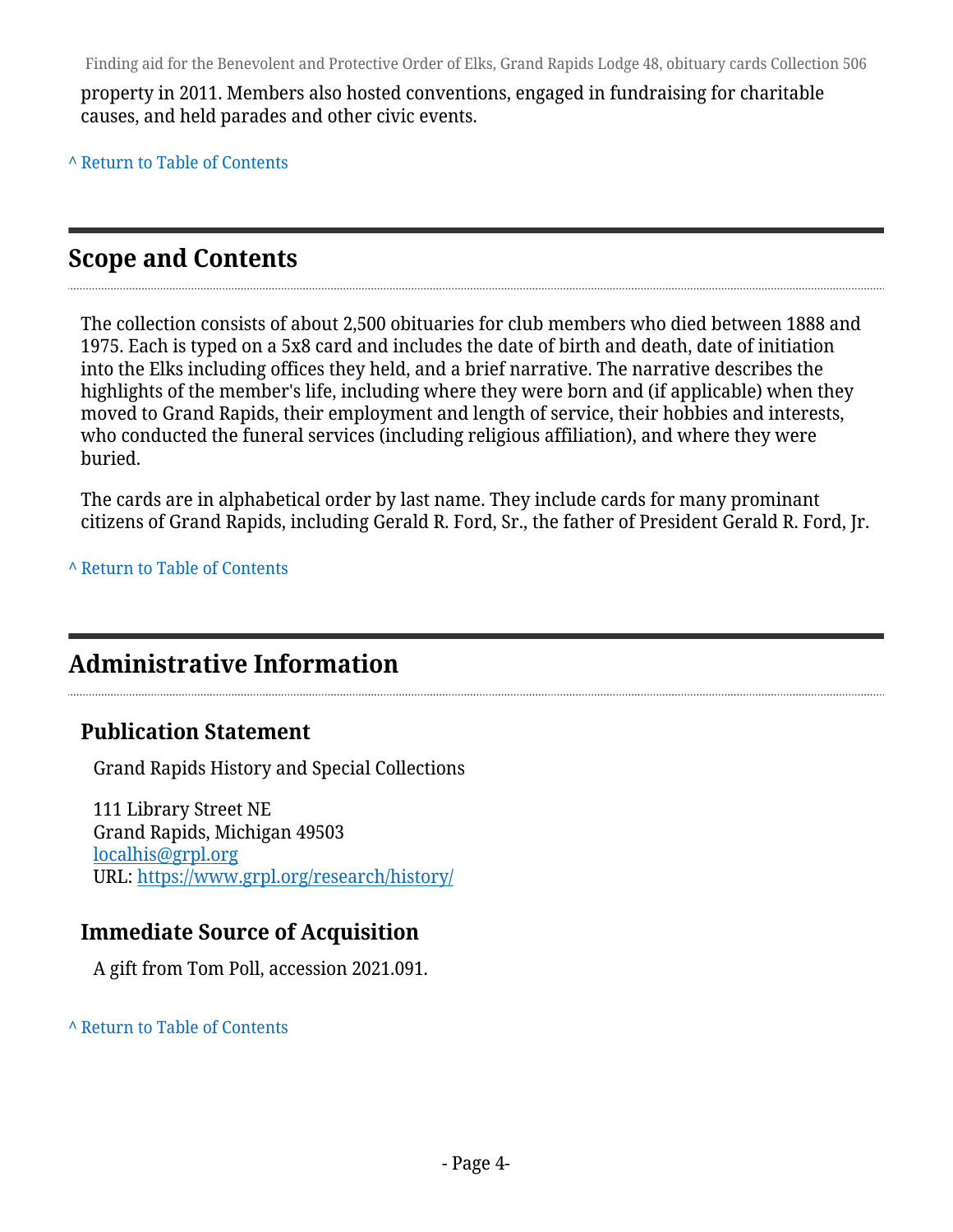property in 2011. Members also hosted conventions, engaged in fundraising for charitable causes, and held parades and other civic events.

^ Return to Table of Contents

## Scope and Contents

The collection consists of about 2,500 obituaries for club members who died between 1888 and 1975. Each is typed on a 5x8 card and includes the date of birth and death, date of initiation into the Elks including offices they held, and a brief narrative. The narrative describes the highlights of the member's life, including where they were born and (if applicable) when they moved to Grand Rapids, their employment and length of service, their hobbies and interests, who conducted the funeral services (including religious affiliation), and where they were buried.

The cards are in alphabetical order by last name. They include cards for many prominant citizens of Grand Rapids, including Gerald R. Ford, Sr., the father of President Gerald R. Ford, Jr.

^ Return to Table of Contents

## Administrative Information

### Publication Statement

Grand Rapids History and Special Collections

111 Library Street NE
Grand Rapids, Michigan 49503
localhis@grpl.org
URL: https://www.grpl.org/research/history/

### Immediate Source of Acquisition

A gift from Tom Poll, accession 2021.091.

^ Return to Table of Contents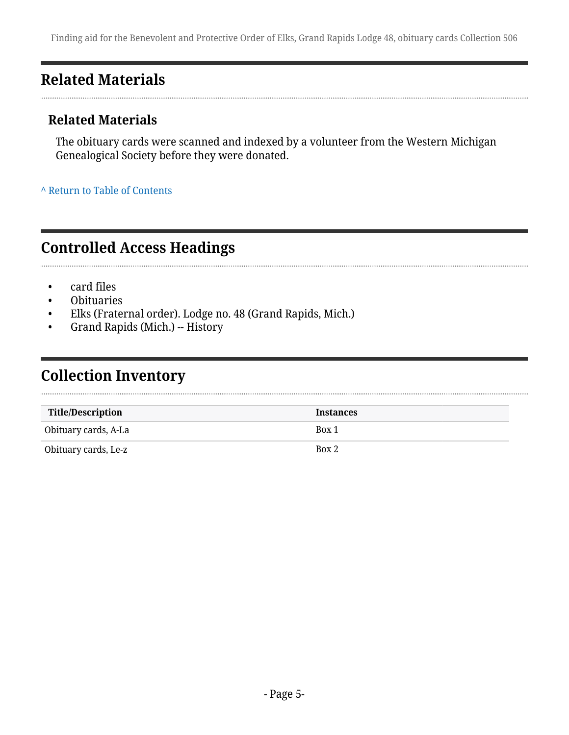## Related Materials

### Related Materials

The obituary cards were scanned and indexed by a volunteer from the Western Michigan Genealogical Society before they were donated.

^ Return to Table of Contents

## Controlled Access Headings

- card files
- Obituaries
- Elks (Fraternal order). Lodge no. 48 (Grand Rapids, Mich.)
- Grand Rapids (Mich.) -- History

## Collection Inventory

| Title/Description | Instances |
|---|---|
| Obituary cards, A-La | Box 1 |
| Obituary cards, Le-z | Box 2 |